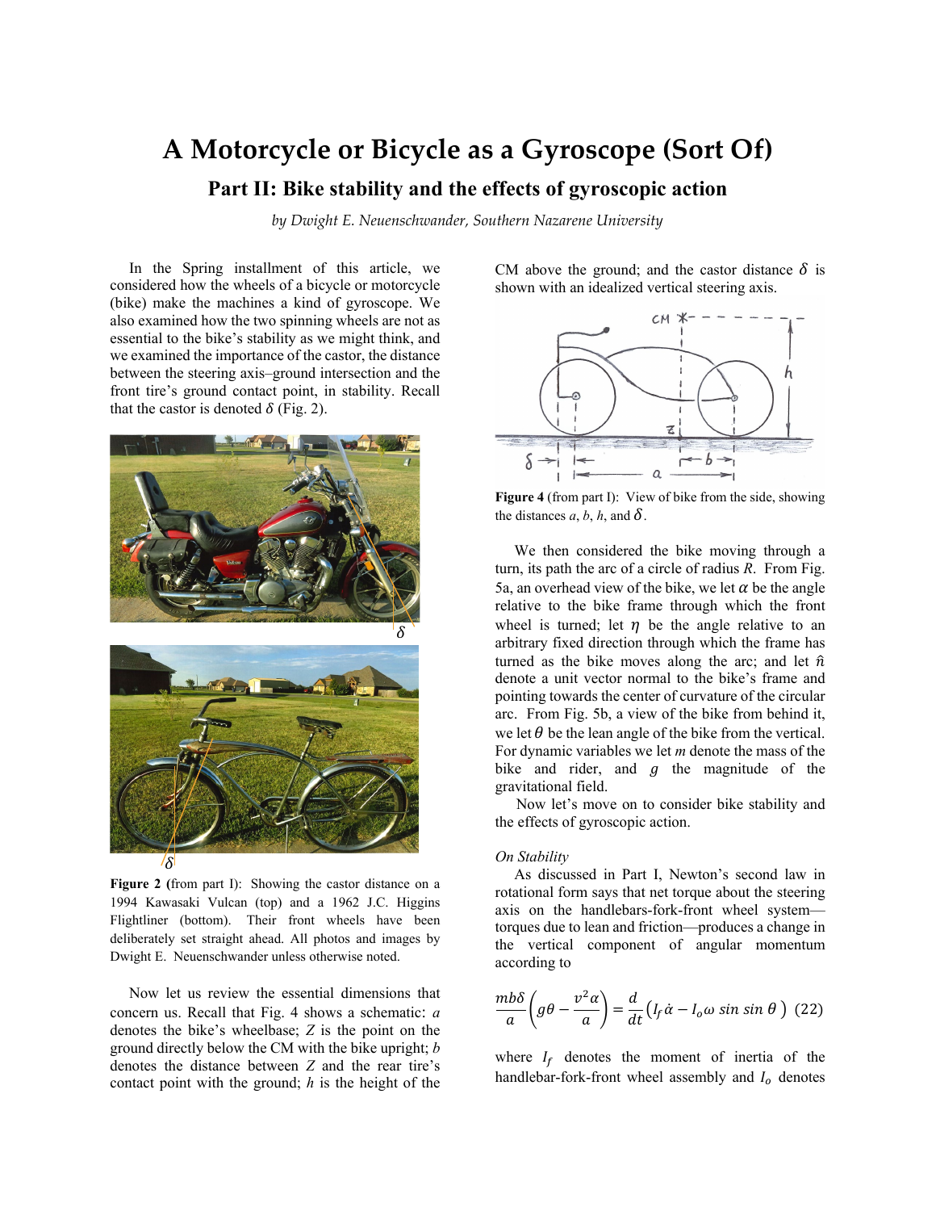# A Motorcycle or Bicycle as a Gyroscope (Sort Of)

## Part II: Bike stability and the effects of gyroscopic action

*by Dwight E. Neuenschwander, Southern Nazarene University*

In the Spring installment of this article, we considered how the wheels of a bicycle or motorcycle (bike) make the machines a kind of gyroscope. We also examined how the two spinning wheels are not as essential to the bike's stability as we might think, and we examined the importance of the castor, the distance between the steering axis–ground intersection and the front tire's ground contact point, in stability. Recall that the castor is denoted $\delta$ (Fig. 2).

**Figure 2 (**from part I): Showing the castor distance on a 1994 Kawasaki Vulcan (top) and a 1962 J.C. Higgins Flightliner (bottom). Their front wheels have been deliberately set straight ahead. All photos and images by Dwight E. Neuenschwander unless otherwise noted.

Now let us review the essential dimensions that concern us. Recall that Fig. 4 shows a schematic: $a$ denotes the bike's wheelbase; $Z$ is the point on the ground directly below the CM with the bike upright; $b$ denotes the distance between $Z$ and the rear tire's contact point with the ground; $h$ is the height of the CM above the ground; and the castor distance $\delta$ is shown with an idealized vertical steering axis.

**Figure 4** (from part I): View of bike from the side, showing the distances $a$, $b$, $h$, and $\delta$.

We then considered the bike moving through a turn, its path the arc of a circle of radius $R$. From Fig. 5a, an overhead view of the bike, we let $\alpha$ be the angle relative to the bike frame through which the front wheel is turned; let $\eta$ be the angle relative to an arbitrary fixed direction through which the frame has turned as the bike moves along the arc; and let $\hat{n}$ denote a unit vector normal to the bike's frame and pointing towards the center of curvature of the circular arc. From Fig. 5b, a view of the bike from behind it, we let $\theta$ be the lean angle of the bike from the vertical. For dynamic variables we let $m$ denote the mass of the bike and rider, and $g$ the magnitude of the gravitational field.

Now let's move on to consider bike stability and the effects of gyroscopic action.

*On Stability*

As discussed in Part I, Newton's second law in rotational form says that net torque about the steering axis on the handlebars-fork-front wheel system—torques due to lean and friction—produces a change in the vertical component of angular momentum according to

$$\frac{mb\delta}{a}\left(g\theta - \frac{v^2\alpha}{a}\right) = \frac{d}{dt}\left(I_f\dot{\alpha} - I_o\omega \sin \sin \theta\right) \quad (22)$$

where $I_f$ denotes the moment of inertia of the handlebar-fork-front wheel assembly and $I_o$ denotes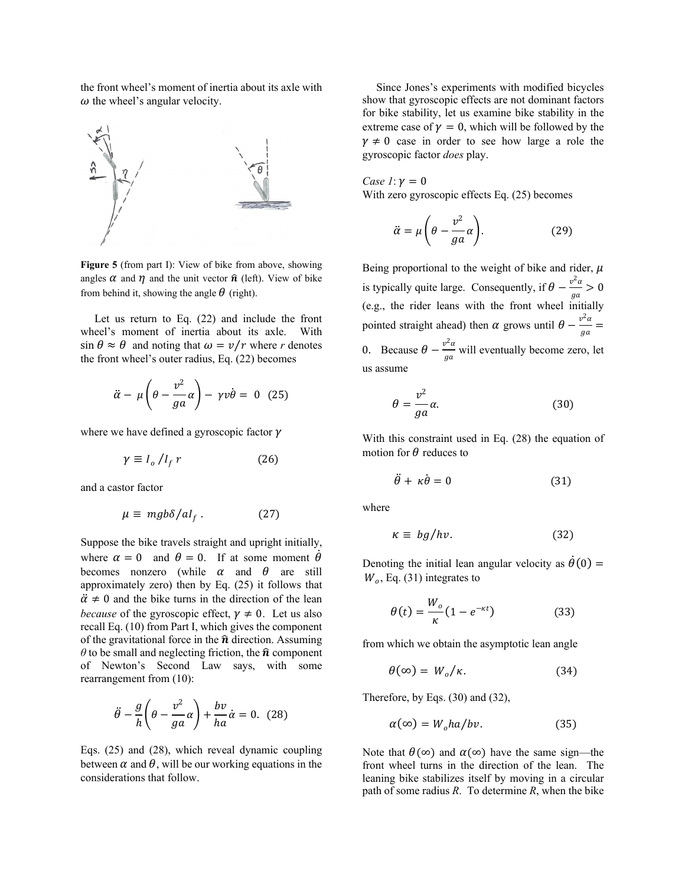the front wheel's moment of inertia about its axle with $\omega$ the wheel's angular velocity.

**Figure 5** (from part I): View of bike from above, showing angles $\alpha$ and $\eta$ and the unit vector $\hat{\mathbf{n}}$ (left). View of bike from behind it, showing the angle $\theta$ (right).

Let us return to Eq. (22) and include the front wheel's moment of inertia about its axle. With $\sin\theta \approx \theta$ and noting that $\omega = v/r$ where $r$ denotes the front wheel's outer radius, Eq. (22) becomes

$$\ddot{\alpha} - \mu\left(\theta - \frac{v^2}{ga}\alpha\right) - \gamma v\dot{\theta} = 0 \quad (25)$$

where we have defined a gyroscopic factor $\gamma$

$$\gamma \equiv I_o / I_f\, r \quad (26)$$

and a castor factor

$$\mu \equiv mgb\delta / aI_f\,. \quad (27)$$

Suppose the bike travels straight and upright initially, where $\alpha = 0$ and $\theta = 0$. If at some moment $\dot{\theta}$ becomes nonzero (while $\alpha$ and $\theta$ are still approximately zero) then by Eq. (25) it follows that $\ddot{\alpha} \neq 0$ and the bike turns in the direction of the lean *because* of the gyroscopic effect, $\gamma \neq 0$. Let us also recall Eq. (10) from Part I, which gives the component of the gravitational force in the $\hat{\mathbf{n}}$ direction. Assuming $\theta$ to be small and neglecting friction, the $\hat{\mathbf{n}}$ component of Newton's Second Law says, with some rearrangement from (10):

$$\ddot{\theta} - \frac{g}{h}\left(\theta - \frac{v^2}{ga}\alpha\right) + \frac{bv}{ha}\dot{\alpha} = 0. \quad (28)$$

Eqs. (25) and (28), which reveal dynamic coupling between $\alpha$ and $\theta$, will be our working equations in the considerations that follow.

Since Jones's experiments with modified bicycles show that gyroscopic effects are not dominant factors for bike stability, let us examine bike stability in the extreme case of $\gamma = 0$, which will be followed by the $\gamma \neq 0$ case in order to see how large a role the gyroscopic factor *does* play.

*Case 1*: $\gamma = 0$

With zero gyroscopic effects Eq. (25) becomes

$$\ddot{\alpha} = \mu\left(\theta - \frac{v^2}{ga}\alpha\right). \quad (29)$$

Being proportional to the weight of bike and rider, $\mu$ is typically quite large. Consequently, if $\theta - \frac{v^2\alpha}{ga} > 0$ (e.g., the rider leans with the front wheel initially pointed straight ahead) then $\alpha$ grows until $\theta - \frac{v^2\alpha}{ga} = 0$. Because $\theta - \frac{v^2\alpha}{ga}$ will eventually become zero, let us assume

$$\theta = \frac{v^2}{ga}\alpha. \quad (30)$$

With this constraint used in Eq. (28) the equation of motion for $\theta$ reduces to

$$\ddot{\theta} + \kappa\dot{\theta} = 0 \quad (31)$$

where

$$\kappa \equiv bg/hv. \quad (32)$$

Denoting the initial lean angular velocity as $\dot{\theta}(0) = W_o$, Eq. (31) integrates to

$$\theta(t) = \frac{W_o}{\kappa}\left(1 - e^{-\kappa t}\right) \quad (33)$$

from which we obtain the asymptotic lean angle

$$\theta(\infty) = W_o/\kappa. \quad (34)$$

Therefore, by Eqs. (30) and (32),

$$\alpha(\infty) = W_o ha/bv. \quad (35)$$

Note that $\theta(\infty)$ and $\alpha(\infty)$ have the same sign—the front wheel turns in the direction of the lean. The leaning bike stabilizes itself by moving in a circular path of some radius *R*. To determine *R*, when the bike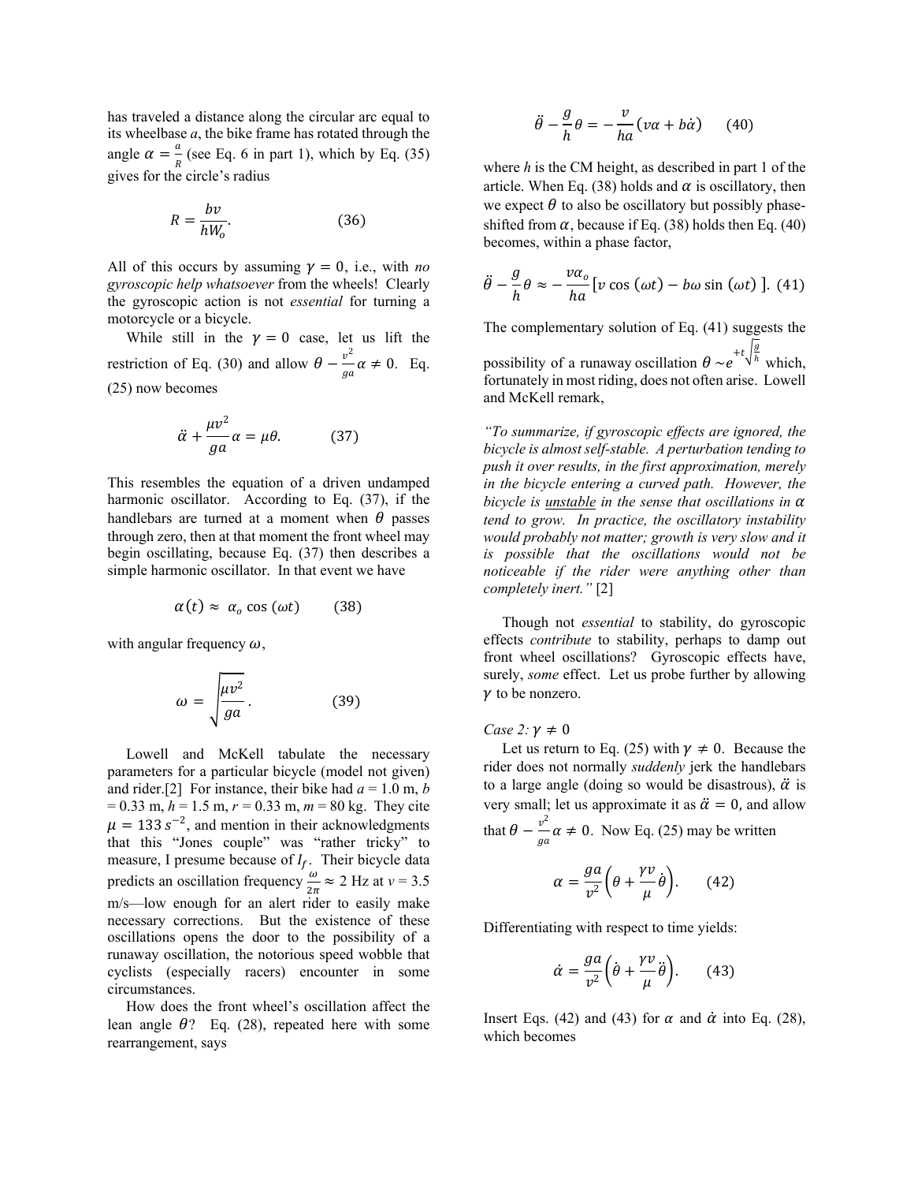has traveled a distance along the circular arc equal to its wheelbase *a*, the bike frame has rotated through the angle $\alpha = \frac{a}{R}$ (see Eq. 6 in part 1), which by Eq. (35) gives for the circle's radius

$$R = \frac{bv}{hW_o}. \qquad (36)$$

All of this occurs by assuming $\gamma = 0$, i.e., with *no gyroscopic help whatsoever* from the wheels! Clearly the gyroscopic action is not *essential* for turning a motorcycle or a bicycle.

While still in the $\gamma = 0$ case, let us lift the restriction of Eq. (30) and allow $\theta - \frac{v^2}{ga}\alpha \neq 0$. Eq. (25) now becomes

$$\ddot{\alpha} + \frac{\mu v^2}{ga}\alpha = \mu\theta. \qquad (37)$$

This resembles the equation of a driven undamped harmonic oscillator. According to Eq. (37), if the handlebars are turned at a moment when $\theta$ passes through zero, then at that moment the front wheel may begin oscillating, because Eq. (37) then describes a simple harmonic oscillator. In that event we have

$$\alpha(t) \approx \alpha_o \cos(\omega t) \qquad (38)$$

with angular frequency $\omega$,

$$\omega = \sqrt{\frac{\mu v^2}{ga}}. \qquad (39)$$

Lowell and McKell tabulate the necessary parameters for a particular bicycle (model not given) and rider.[2] For instance, their bike had $a$ = 1.0 m, $b$ = 0.33 m, $h$ = 1.5 m, $r$ = 0.33 m, $m$ = 80 kg. They cite $\mu = 133\ s^{-2}$, and mention in their acknowledgments that this "Jones couple" was "rather tricky" to measure, I presume because of $I_f$. Their bicycle data predicts an oscillation frequency $\frac{\omega}{2\pi} \approx 2$ Hz at $v$ = 3.5 m/s—low enough for an alert rider to easily make necessary corrections. But the existence of these oscillations opens the door to the possibility of a runaway oscillation, the notorious speed wobble that cyclists (especially racers) encounter in some circumstances.

How does the front wheel's oscillation affect the lean angle $\theta$? Eq. (28), repeated here with some rearrangement, says

$$\ddot{\theta} - \frac{g}{h}\theta = -\frac{v}{ha}(v\alpha + b\dot{\alpha}) \qquad (40)$$

where *h* is the CM height, as described in part 1 of the article. When Eq. (38) holds and $\alpha$ is oscillatory, then we expect $\theta$ to also be oscillatory but possibly phase-shifted from $\alpha$, because if Eq. (38) holds then Eq. (40) becomes, within a phase factor,

$$\ddot{\theta} - \frac{g}{h}\theta \approx -\frac{v\alpha_o}{ha}[v\cos(\omega t) - b\omega\sin(\omega t)]. \qquad (41)$$

The complementary solution of Eq. (41) suggests the possibility of a runaway oscillation $\theta \sim e^{+t\sqrt{\frac{g}{h}}}$ which, fortunately in most riding, does not often arise. Lowell and McKell remark,

*"To summarize, if gyroscopic effects are ignored, the bicycle is almost self-stable. A perturbation tending to push it over results, in the first approximation, merely in the bicycle entering a curved path. However, the bicycle is unstable in the sense that oscillations in $\alpha$ tend to grow. In practice, the oscillatory instability would probably not matter; growth is very slow and it is possible that the oscillations would not be noticeable if the rider were anything other than completely inert."* [2]

Though not *essential* to stability, do gyroscopic effects *contribute* to stability, perhaps to damp out front wheel oscillations? Gyroscopic effects have, surely, *some* effect. Let us probe further by allowing $\gamma$ to be nonzero.

*Case 2: $\gamma \neq 0$*

Let us return to Eq. (25) with $\gamma \neq 0$. Because the rider does not normally *suddenly* jerk the handlebars to a large angle (doing so would be disastrous), $\ddot{\alpha}$ is very small; let us approximate it as $\ddot{\alpha} = 0$, and allow that $\theta - \frac{v^2}{ga}\alpha \neq 0$. Now Eq. (25) may be written

$$\alpha = \frac{ga}{v^2}\left(\theta + \frac{\gamma v}{\mu}\dot{\theta}\right). \qquad (42)$$

Differentiating with respect to time yields:

$$\dot{\alpha} = \frac{ga}{v^2}\left(\dot{\theta} + \frac{\gamma v}{\mu}\ddot{\theta}\right). \qquad (43)$$

Insert Eqs. (42) and (43) for $\alpha$ and $\dot{\alpha}$ into Eq. (28), which becomes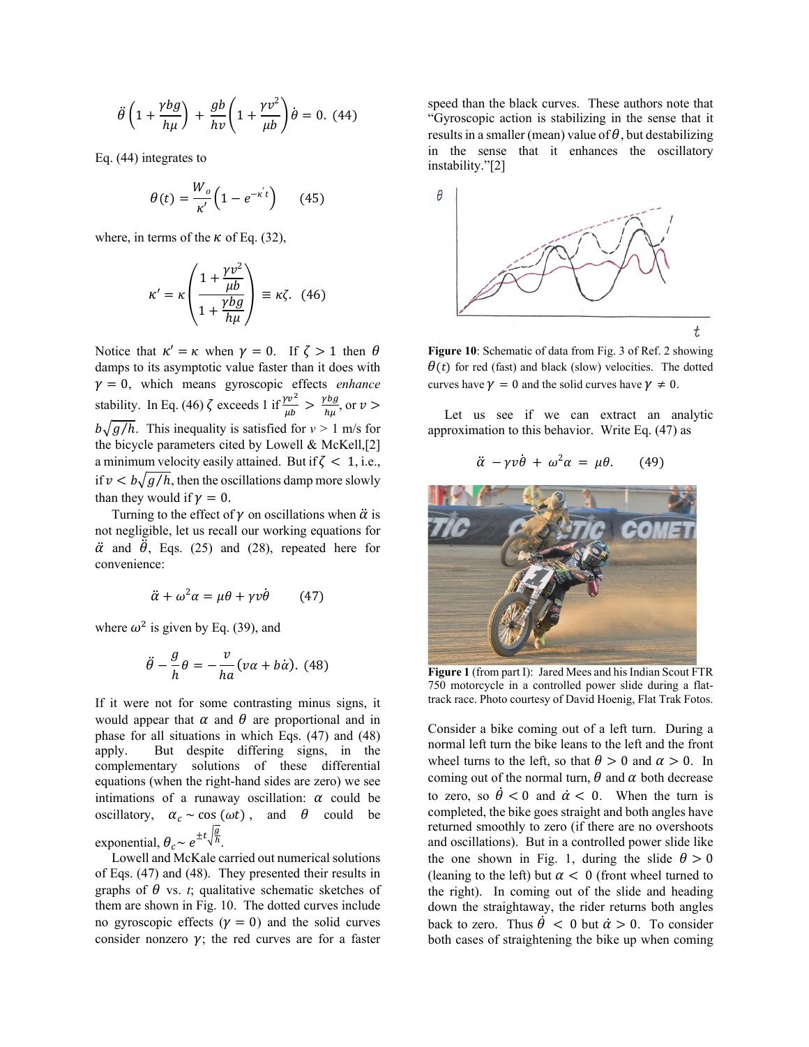$$\ddot{\theta}\left(1+\frac{\gamma bg}{h\mu}\right)+\frac{gb}{hv}\left(1+\frac{\gamma v^2}{\mu b}\right)\dot{\theta}=0. \quad (44)$$

Eq. (44) integrates to

$$\theta(t)=\frac{W_o}{\kappa'}\left(1-e^{-\kappa' t}\right) \qquad (45)$$

where, in terms of the $\kappa$ of Eq. (32),

$$\kappa'=\kappa\left(\frac{1+\frac{\gamma v^2}{\mu b}}{1+\frac{\gamma bg}{h\mu}}\right)\equiv\kappa\zeta. \quad (46)$$

Notice that $\kappa'=\kappa$ when $\gamma=0$. If $\zeta>1$ then $\theta$ damps to its asymptotic value faster than it does with $\gamma=0$, which means gyroscopic effects *enhance* stability. In Eq. (46) $\zeta$ exceeds 1 if $\frac{\gamma v^2}{\mu b}>\frac{\gamma bg}{h\mu}$, or $v>b\sqrt{g/h}$. This inequality is satisfied for $v$ > 1 m/s for the bicycle parameters cited by Lowell & McKell,[2] a minimum velocity easily attained. But if $\zeta<1$, i.e., if $v<b\sqrt{g/h}$, then the oscillations damp more slowly than they would if $\gamma=0$.

Turning to the effect of $\gamma$ on oscillations when $\ddot{\alpha}$ is not negligible, let us recall our working equations for $\ddot{\alpha}$ and $\ddot{\theta}$, Eqs. (25) and (28), repeated here for convenience:

$$\ddot{\alpha}+\omega^2\alpha=\mu\theta+\gamma v\dot{\theta} \qquad (47)$$

where $\omega^2$ is given by Eq. (39), and

$$\ddot{\theta}-\frac{g}{h}\theta=-\frac{v}{ha}(v\alpha+b\dot{\alpha}). \quad (48)$$

If it were not for some contrasting minus signs, it would appear that $\alpha$ and $\theta$ are proportional and in phase for all situations in which Eqs. (47) and (48) apply. But despite differing signs, in the complementary solutions of these differential equations (when the right-hand sides are zero) we see intimations of a runaway oscillation: $\alpha$ could be oscillatory, $\alpha_c\sim\cos(\omega t)$, and $\theta$ could be exponential, $\theta_c\sim e^{\pm t\sqrt{\frac{g}{h}}}$.

Lowell and McKale carried out numerical solutions of Eqs. (47) and (48). They presented their results in graphs of $\theta$ vs. *t*; qualitative schematic sketches of them are shown in Fig. 10. The dotted curves include no gyroscopic effects ($\gamma=0$) and the solid curves consider nonzero $\gamma$; the red curves are for a faster speed than the black curves. These authors note that "Gyroscopic action is stabilizing in the sense that it results in a smaller (mean) value of $\theta$, but destabilizing in the sense that it enhances the oscillatory instability."[2]

**Figure 10**: Schematic of data from Fig. 3 of Ref. 2 showing $\theta(t)$ for red (fast) and black (slow) velocities. The dotted curves have $\gamma=0$ and the solid curves have $\gamma\neq 0$.

Let us see if we can extract an analytic approximation to this behavior. Write Eq. (47) as

$$\ddot{\alpha}-\gamma v\dot{\theta}+\omega^2\alpha=\mu\theta. \qquad (49)$$

**Figure 1** (from part I): Jared Mees and his Indian Scout FTR 750 motorcycle in a controlled power slide during a flat-track race. Photo courtesy of David Hoenig, Flat Trak Fotos.

Consider a bike coming out of a left turn. During a normal left turn the bike leans to the left and the front wheel turns to the left, so that $\theta>0$ and $\alpha>0$. In coming out of the normal turn, $\theta$ and $\alpha$ both decrease to zero, so $\dot{\theta}<0$ and $\dot{\alpha}<0$. When the turn is completed, the bike goes straight and both angles have returned smoothly to zero (if there are no overshoots and oscillations). But in a controlled power slide like the one shown in Fig. 1, during the slide $\theta>0$ (leaning to the left) but $\alpha<0$ (front wheel turned to the right). In coming out of the slide and heading down the straightaway, the rider returns both angles back to zero. Thus $\dot{\theta}<0$ but $\dot{\alpha}>0$. To consider both cases of straightening the bike up when coming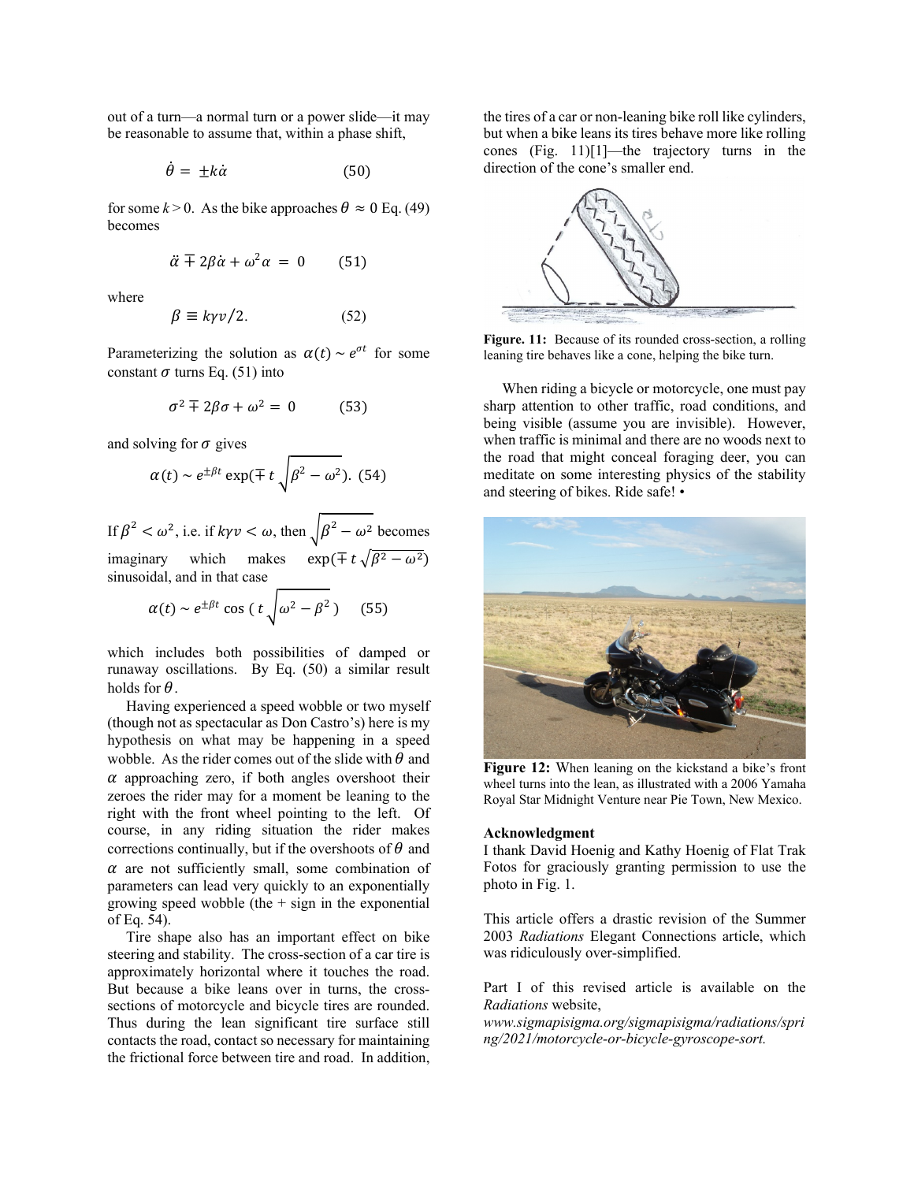out of a turn—a normal turn or a power slide—it may be reasonable to assume that, within a phase shift,

$$\dot{\theta} = \pm k\dot{\alpha} \qquad (50)$$

for some $k > 0$. As the bike approaches $\theta \approx 0$ Eq. (49) becomes

$$\ddot{\alpha} \mp 2\beta\dot{\alpha} + \omega^2\alpha = 0 \qquad (51)$$

where

$$\beta \equiv k\gamma v/2. \qquad (52)$$

Parameterizing the solution as $\alpha(t) \sim e^{\sigma t}$ for some constant $\sigma$ turns Eq. (51) into

$$\sigma^2 \mp 2\beta\sigma + \omega^2 = 0 \qquad (53)$$

and solving for $\sigma$ gives

$$\alpha(t) \sim e^{\pm\beta t}\exp(\mp t\sqrt{\beta^2 - \omega^2}). \quad (54)$$

If $\beta^2 < \omega^2$, i.e. if $k\gamma v < \omega$, then $\sqrt{\beta^2 - \omega^2}$ becomes imaginary which makes $\exp(\mp t\sqrt{\beta^2 - \omega^2})$ sinusoidal, and in that case

$$\alpha(t) \sim e^{\pm\beta t}\cos(t\sqrt{\omega^2 - \beta^2}) \qquad (55)$$

which includes both possibilities of damped or runaway oscillations. By Eq. (50) a similar result holds for $\theta$.

Having experienced a speed wobble or two myself (though not as spectacular as Don Castro's) here is my hypothesis on what may be happening in a speed wobble. As the rider comes out of the slide with $\theta$ and $\alpha$ approaching zero, if both angles overshoot their zeroes the rider may for a moment be leaning to the right with the front wheel pointing to the left. Of course, in any riding situation the rider makes corrections continually, but if the overshoots of $\theta$ and $\alpha$ are not sufficiently small, some combination of parameters can lead very quickly to an exponentially growing speed wobble (the + sign in the exponential of Eq. 54).

Tire shape also has an important effect on bike steering and stability. The cross-section of a car tire is approximately horizontal where it touches the road. But because a bike leans over in turns, the cross-sections of motorcycle and bicycle tires are rounded. Thus during the lean significant tire surface still contacts the road, contact so necessary for maintaining the frictional force between tire and road. In addition, the tires of a car or non-leaning bike roll like cylinders, but when a bike leans its tires behave more like rolling cones (Fig. 11)[1]—the trajectory turns in the direction of the cone's smaller end.

**Figure. 11:** Because of its rounded cross-section, a rolling leaning tire behaves like a cone, helping the bike turn.

When riding a bicycle or motorcycle, one must pay sharp attention to other traffic, road conditions, and being visible (assume you are invisible). However, when traffic is minimal and there are no woods next to the road that might conceal foraging deer, you can meditate on some interesting physics of the stability and steering of bikes. Ride safe! •

**Figure 12:** When leaning on the kickstand a bike's front wheel turns into the lean, as illustrated with a 2006 Yamaha Royal Star Midnight Venture near Pie Town, New Mexico.

**Acknowledgment**

I thank David Hoenig and Kathy Hoenig of Flat Trak Fotos for graciously granting permission to use the photo in Fig. 1.

This article offers a drastic revision of the Summer 2003 *Radiations* Elegant Connections article, which was ridiculously over-simplified.

Part I of this revised article is available on the *Radiations* website, *www.sigmapisigma.org/sigmapisigma/radiations/spring/2021/motorcycle-or-bicycle-gyroscope-sort.*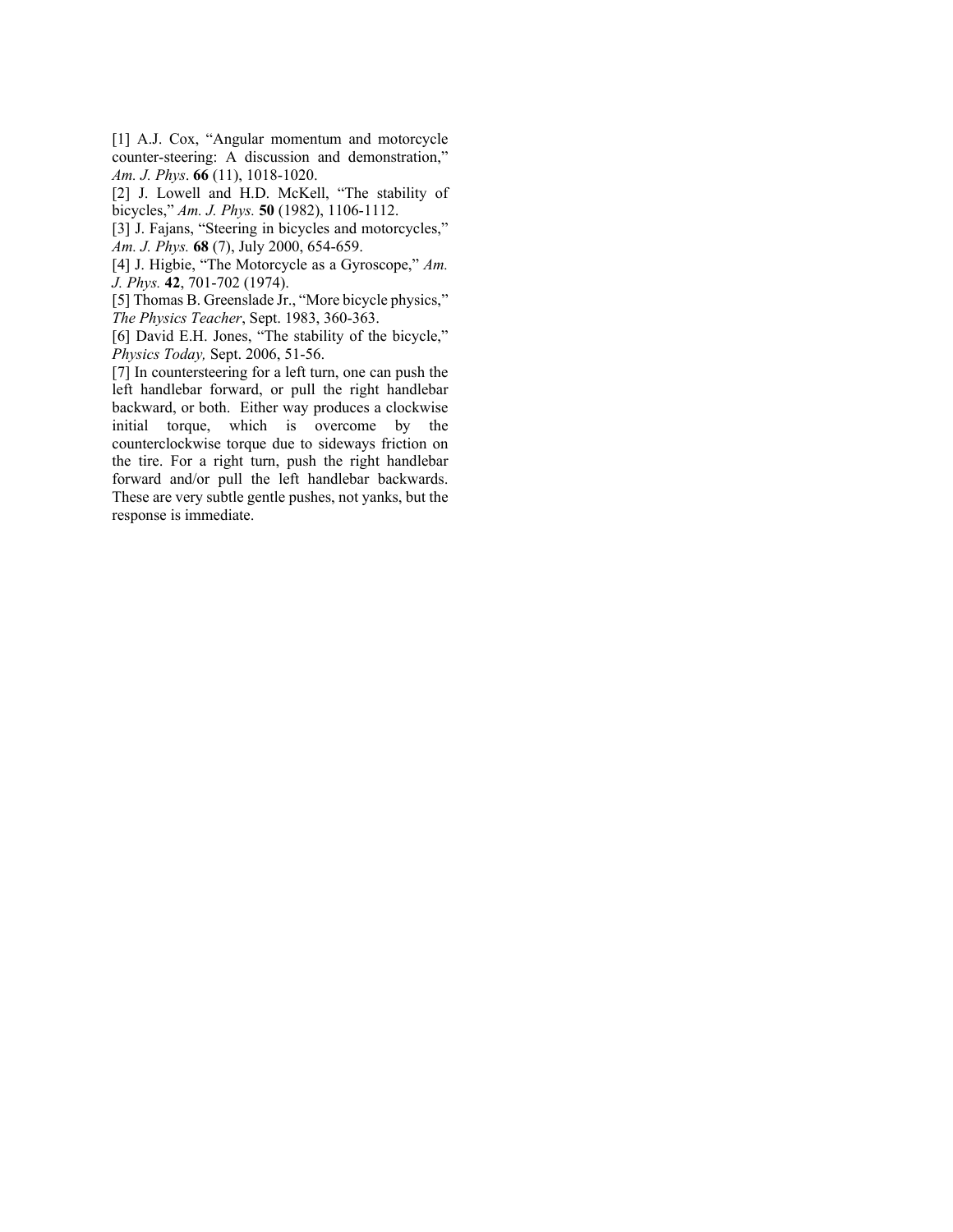[1] A.J. Cox, "Angular momentum and motorcycle counter-steering: A discussion and demonstration," *Am. J. Phys*. **66** (11), 1018-1020.

[2] J. Lowell and H.D. McKell, "The stability of bicycles," *Am. J. Phys.* **50** (1982), 1106-1112.

[3] J. Fajans, "Steering in bicycles and motorcycles," *Am. J. Phys.* **68** (7), July 2000, 654-659.

[4] J. Higbie, "The Motorcycle as a Gyroscope," *Am. J. Phys.* **42**, 701-702 (1974).

[5] Thomas B. Greenslade Jr., "More bicycle physics," *The Physics Teacher*, Sept. 1983, 360-363.

[6] David E.H. Jones, "The stability of the bicycle," *Physics Today,* Sept. 2006, 51-56.

[7] In countersteering for a left turn, one can push the left handlebar forward, or pull the right handlebar backward, or both. Either way produces a clockwise initial torque, which is overcome by the counterclockwise torque due to sideways friction on the tire. For a right turn, push the right handlebar forward and/or pull the left handlebar backwards. These are very subtle gentle pushes, not yanks, but the response is immediate.